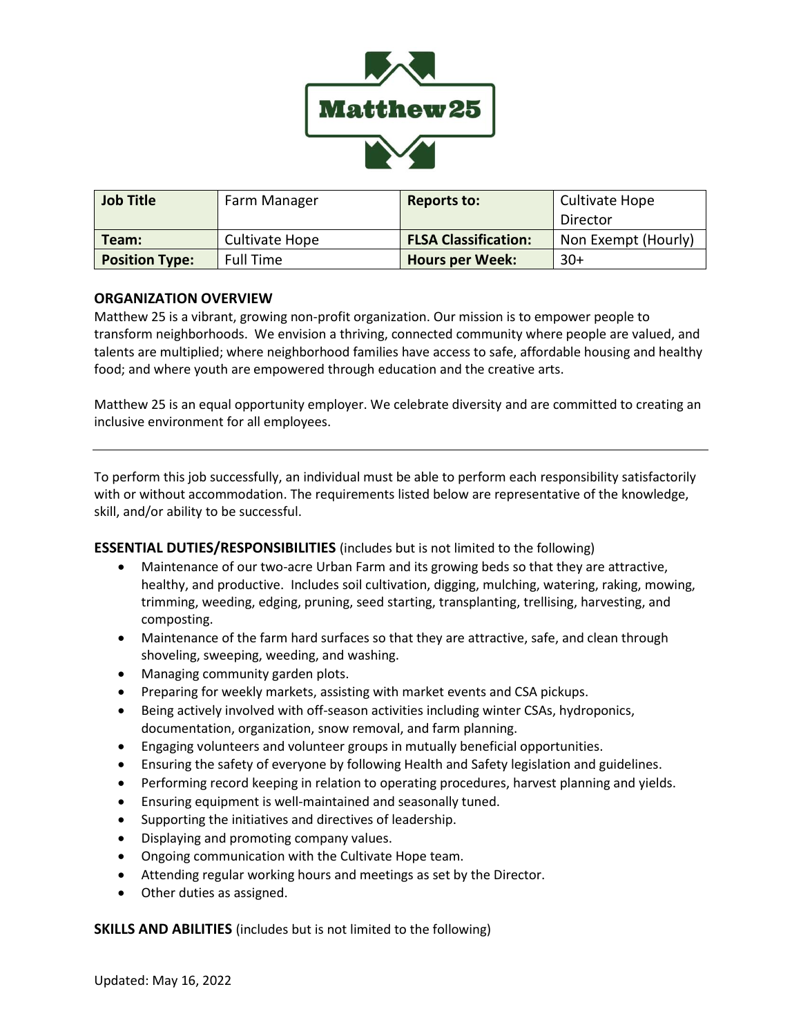| Job Title | Farm Manager | Reports to: | Cultivate Hope Director |
|---|---|---|---|
| Team: | Cultivate Hope | FLSA Classification: | Non Exempt (Hourly) |
| Position Type: | Full Time | Hours per Week: | 30+ |

## ORGANIZATION OVERVIEW

Matthew 25 is a vibrant, growing non-profit organization. Our mission is to empower people to transform neighborhoods. We envision a thriving, connected community where people are valued, and talents are multiplied; where neighborhood families have access to safe, affordable housing and healthy food; and where youth are empowered through education and the creative arts.

Matthew 25 is an equal opportunity employer. We celebrate diversity and are committed to creating an inclusive environment for all employees.

---

To perform this job successfully, an individual must be able to perform each responsibility satisfactorily with or without accommodation. The requirements listed below are representative of the knowledge, skill, and/or ability to be successful.

## ESSENTIAL DUTIES/RESPONSIBILITIES (includes but is not limited to the following)

- Maintenance of our two-acre Urban Farm and its growing beds so that they are attractive, healthy, and productive. Includes soil cultivation, digging, mulching, watering, raking, mowing, trimming, weeding, edging, pruning, seed starting, transplanting, trellising, harvesting, and composting.
- Maintenance of the farm hard surfaces so that they are attractive, safe, and clean through shoveling, sweeping, weeding, and washing.
- Managing community garden plots.
- Preparing for weekly markets, assisting with market events and CSA pickups.
- Being actively involved with off-season activities including winter CSAs, hydroponics, documentation, organization, snow removal, and farm planning.
- Engaging volunteers and volunteer groups in mutually beneficial opportunities.
- Ensuring the safety of everyone by following Health and Safety legislation and guidelines.
- Performing record keeping in relation to operating procedures, harvest planning and yields.
- Ensuring equipment is well-maintained and seasonally tuned.
- Supporting the initiatives and directives of leadership.
- Displaying and promoting company values.
- Ongoing communication with the Cultivate Hope team.
- Attending regular working hours and meetings as set by the Director.
- Other duties as assigned.

## SKILLS AND ABILITIES (includes but is not limited to the following)

Updated: May 16, 2022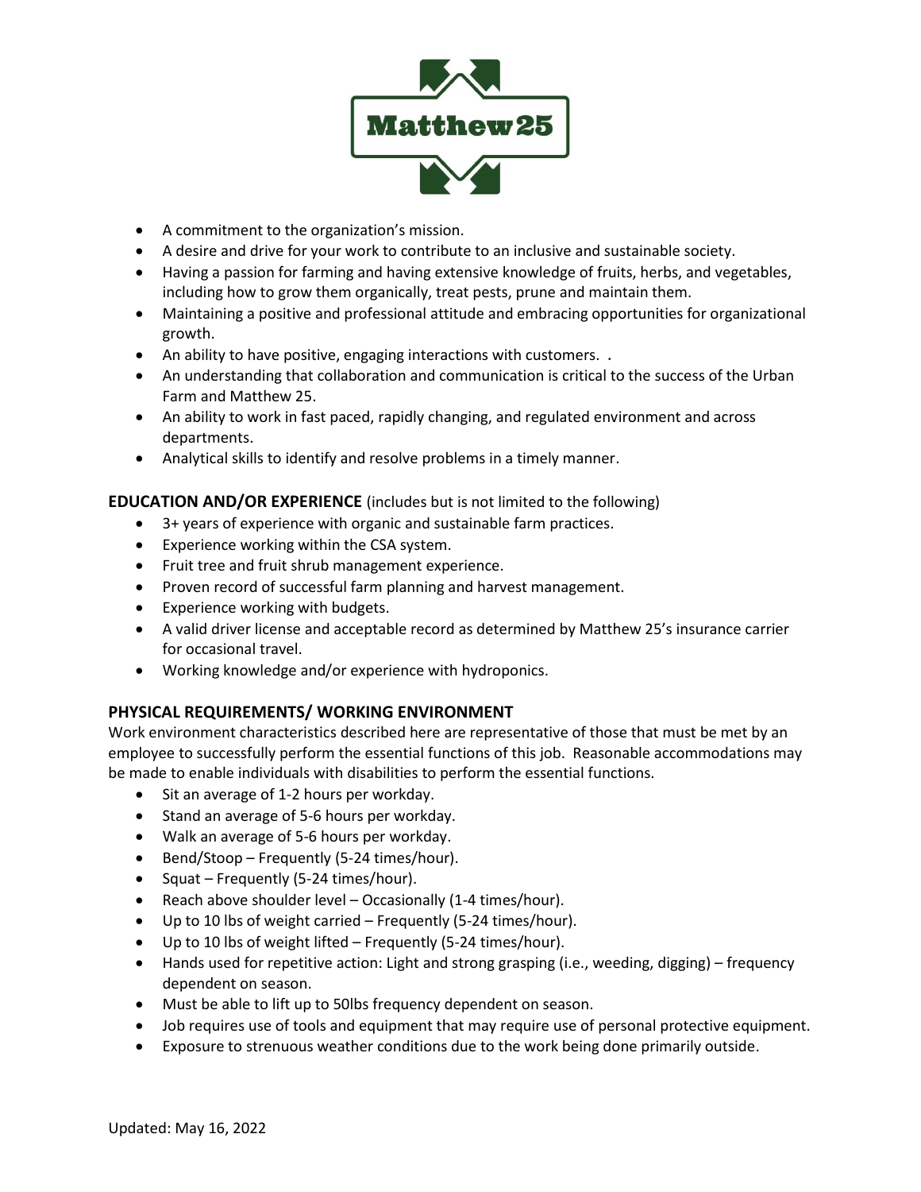- A commitment to the organization's mission.
- A desire and drive for your work to contribute to an inclusive and sustainable society.
- Having a passion for farming and having extensive knowledge of fruits, herbs, and vegetables, including how to grow them organically, treat pests, prune and maintain them.
- Maintaining a positive and professional attitude and embracing opportunities for organizational growth.
- An ability to have positive, engaging interactions with customers. .
- An understanding that collaboration and communication is critical to the success of the Urban Farm and Matthew 25.
- An ability to work in fast paced, rapidly changing, and regulated environment and across departments.
- Analytical skills to identify and resolve problems in a timely manner.

**EDUCATION AND/OR EXPERIENCE** (includes but is not limited to the following)

- 3+ years of experience with organic and sustainable farm practices.
- Experience working within the CSA system.
- Fruit tree and fruit shrub management experience.
- Proven record of successful farm planning and harvest management.
- Experience working with budgets.
- A valid driver license and acceptable record as determined by Matthew 25's insurance carrier for occasional travel.
- Working knowledge and/or experience with hydroponics.

**PHYSICAL REQUIREMENTS/ WORKING ENVIRONMENT**

Work environment characteristics described here are representative of those that must be met by an employee to successfully perform the essential functions of this job. Reasonable accommodations may be made to enable individuals with disabilities to perform the essential functions.

- Sit an average of 1-2 hours per workday.
- Stand an average of 5-6 hours per workday.
- Walk an average of 5-6 hours per workday.
- Bend/Stoop – Frequently (5-24 times/hour).
- Squat – Frequently (5-24 times/hour).
- Reach above shoulder level – Occasionally (1-4 times/hour).
- Up to 10 lbs of weight carried – Frequently (5-24 times/hour).
- Up to 10 lbs of weight lifted – Frequently (5-24 times/hour).
- Hands used for repetitive action: Light and strong grasping (i.e., weeding, digging) – frequency dependent on season.
- Must be able to lift up to 50lbs frequency dependent on season.
- Job requires use of tools and equipment that may require use of personal protective equipment.
- Exposure to strenuous weather conditions due to the work being done primarily outside.

Updated: May 16, 2022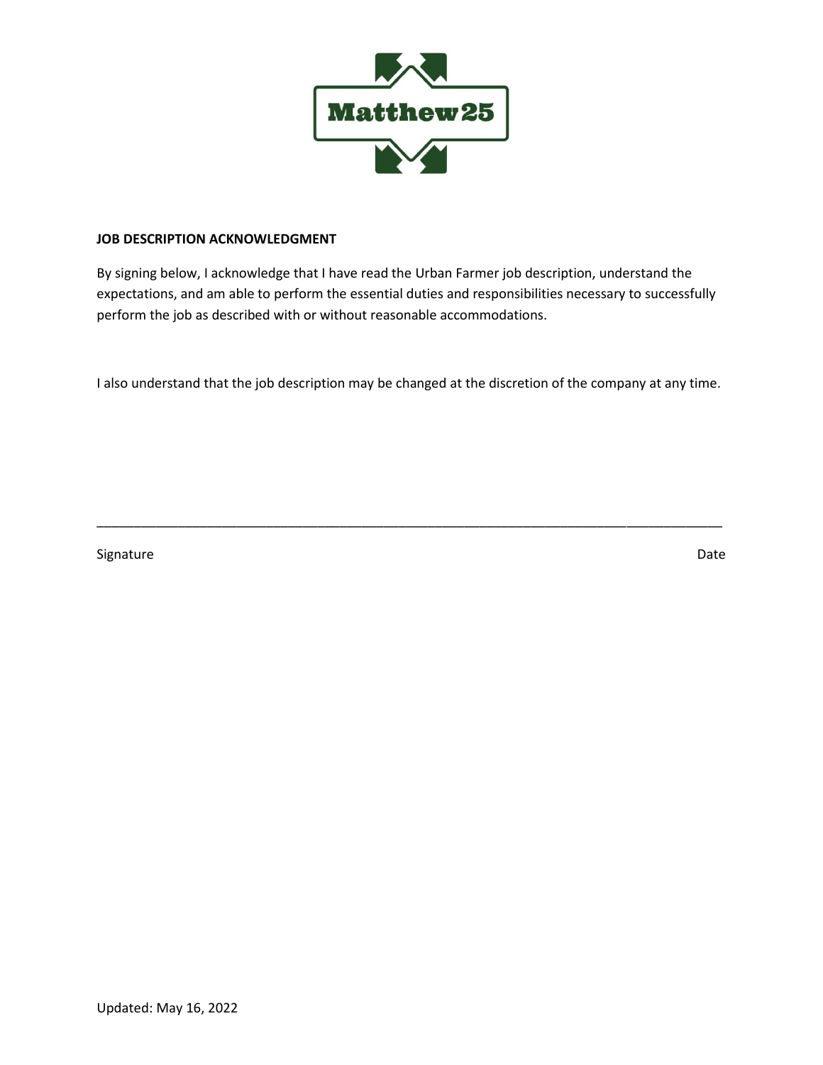Matthew25

**JOB DESCRIPTION ACKNOWLEDGMENT**

By signing below, I acknowledge that I have read the Urban Farmer job description, understand the expectations, and am able to perform the essential duties and responsibilities necessary to successfully perform the job as described with or without reasonable accommodations.

I also understand that the job description may be changed at the discretion of the company at any time.

_______________________________________________________________________________

Signature Date

Updated: May 16, 2022